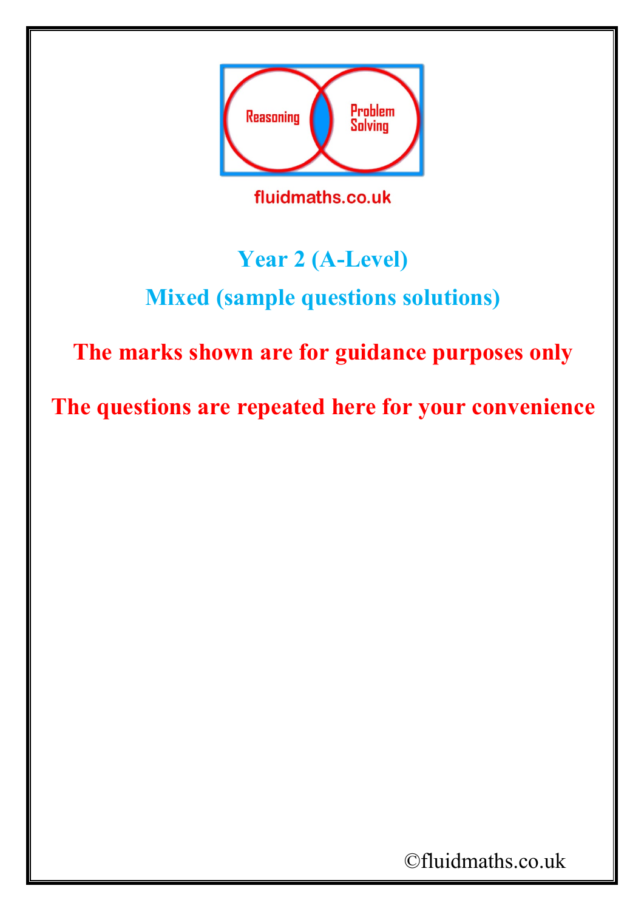Reasoning

Problem Solving

fluidmaths.co.uk

# Year 2 (A-Level)

## Mixed (sample questions solutions)

**The marks shown are for guidance purposes only**

**The questions are repeated here for your convenience**

©fluidmaths.co.uk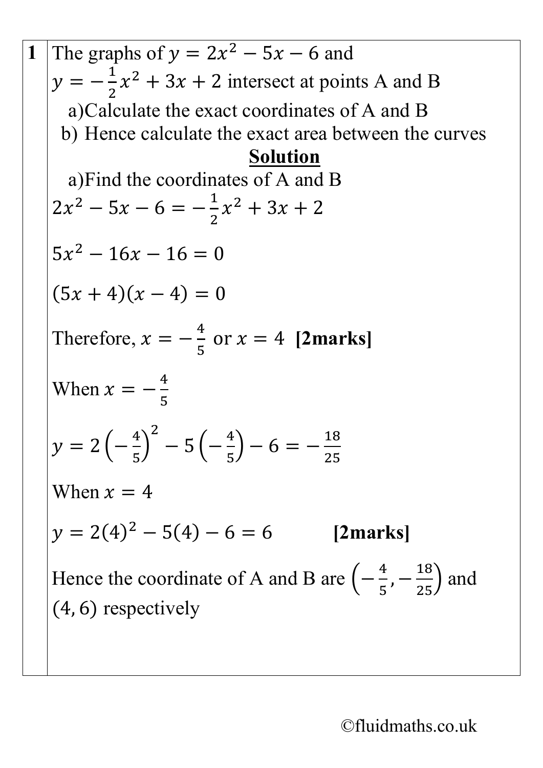**1** The graphs of $y = 2x^2 - 5x - 6$ and $y = -\frac{1}{2}x^2 + 3x + 2$ intersect at points A and B

a) Calculate the exact coordinates of A and B

b) Hence calculate the exact area between the curves

## **Solution**

a) Find the coordinates of A and B

$$2x^2 - 5x - 6 = -\frac{1}{2}x^2 + 3x + 2$$

$$5x^2 - 16x - 16 = 0$$

$$(5x + 4)(x - 4) = 0$$

Therefore, $x = -\frac{4}{5}$ or $x = 4$ **[2marks]**

When $x = -\frac{4}{5}$

$$y = 2\left(-\frac{4}{5}\right)^2 - 5\left(-\frac{4}{5}\right) - 6 = -\frac{18}{25}$$

When $x = 4$

$$y = 2(4)^2 - 5(4) - 6 = 6$$ **[2marks]**

Hence the coordinate of A and B are $\left(-\frac{4}{5}, -\frac{18}{25}\right)$ and $(4, 6)$ respectively

©fluidmaths.co.uk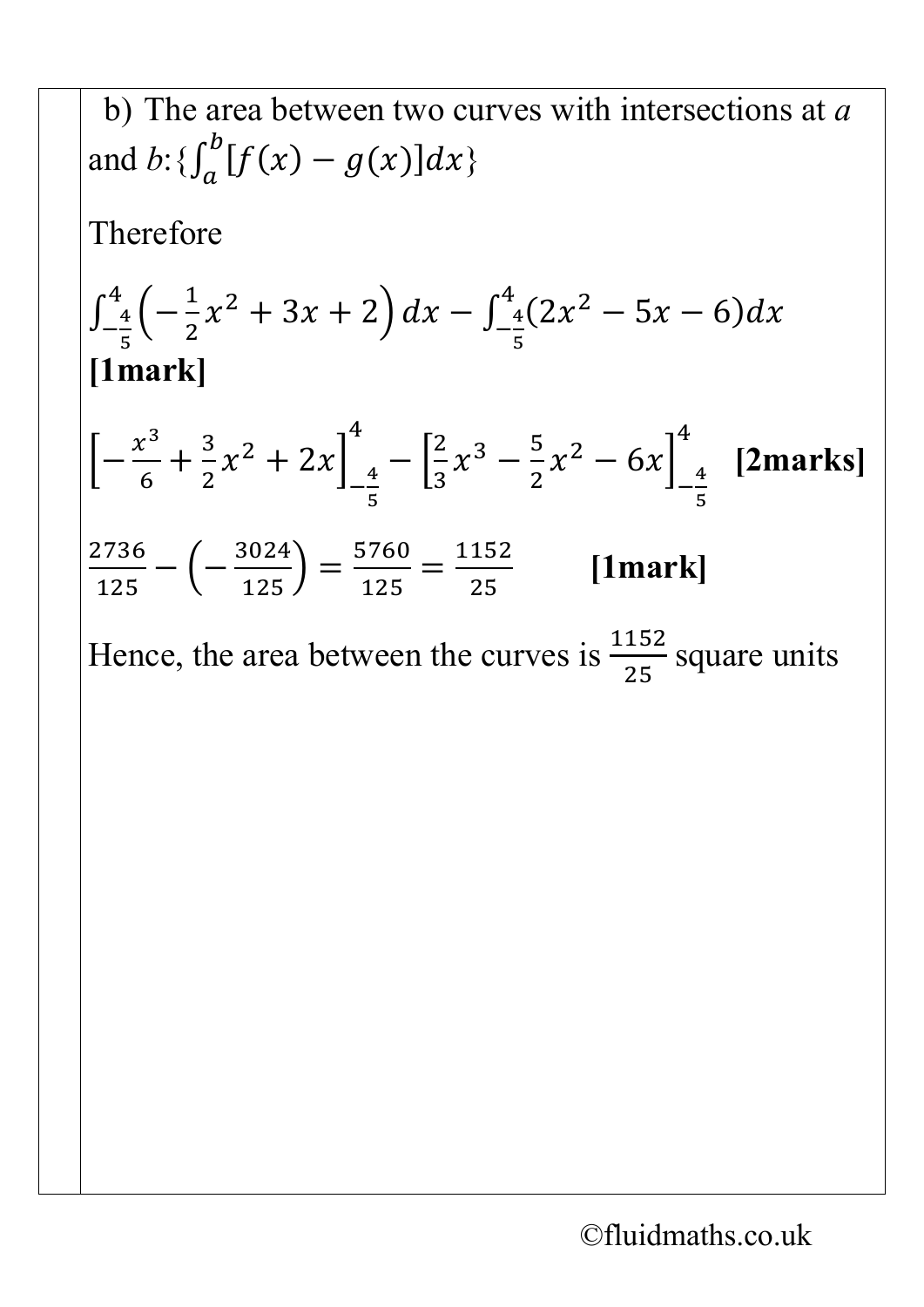b) The area between two curves with intersections at $a$ and $b$: $\{\int_a^b [f(x) - g(x)]dx\}$

Therefore

$$\int_{-\frac{4}{5}}^{4}\left(-\frac{1}{2}x^2 + 3x + 2\right)dx - \int_{-\frac{4}{5}}^{4}(2x^2 - 5x - 6)dx$$

**[1mark]**

$$\left[-\frac{x^3}{6} + \frac{3}{2}x^2 + 2x\right]_{-\frac{4}{5}}^{4} - \left[\frac{2}{3}x^3 - \frac{5}{2}x^2 - 6x\right]_{-\frac{4}{5}}^{4}$$ **[2marks]**

$$\frac{2736}{125} - \left(-\frac{3024}{125}\right) = \frac{5760}{125} = \frac{1152}{25}$$ **[1mark]**

Hence, the area between the curves is $\frac{1152}{25}$ square units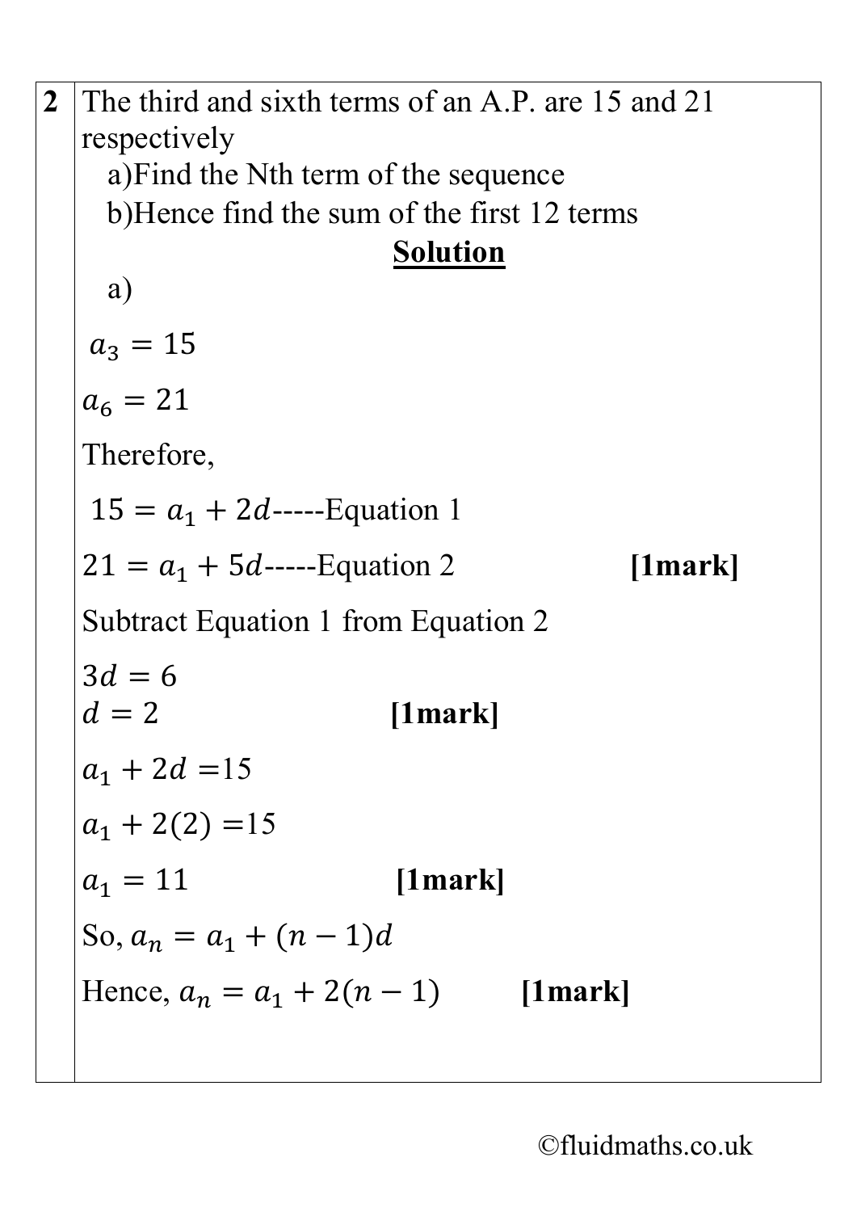**2** The third and sixth terms of an A.P. are 15 and 21 respectively

a)Find the Nth term of the sequence

b)Hence find the sum of the first 12 terms

**Solution**

a)

$a_3 = 15$

$a_6 = 21$

Therefore,

$15 = a_1 + 2d$-----Equation 1

$21 = a_1 + 5d$-----Equation 2 **[1mark]**

Subtract Equation 1 from Equation 2

$3d = 6$

$d = 2$ **[1mark]**

$a_1 + 2d = 15$

$a_1 + 2(2) = 15$

$a_1 = 11$ **[1mark]**

So, $a_n = a_1 + (n-1)d$

Hence, $a_n = a_1 + 2(n-1)$ **[1mark]**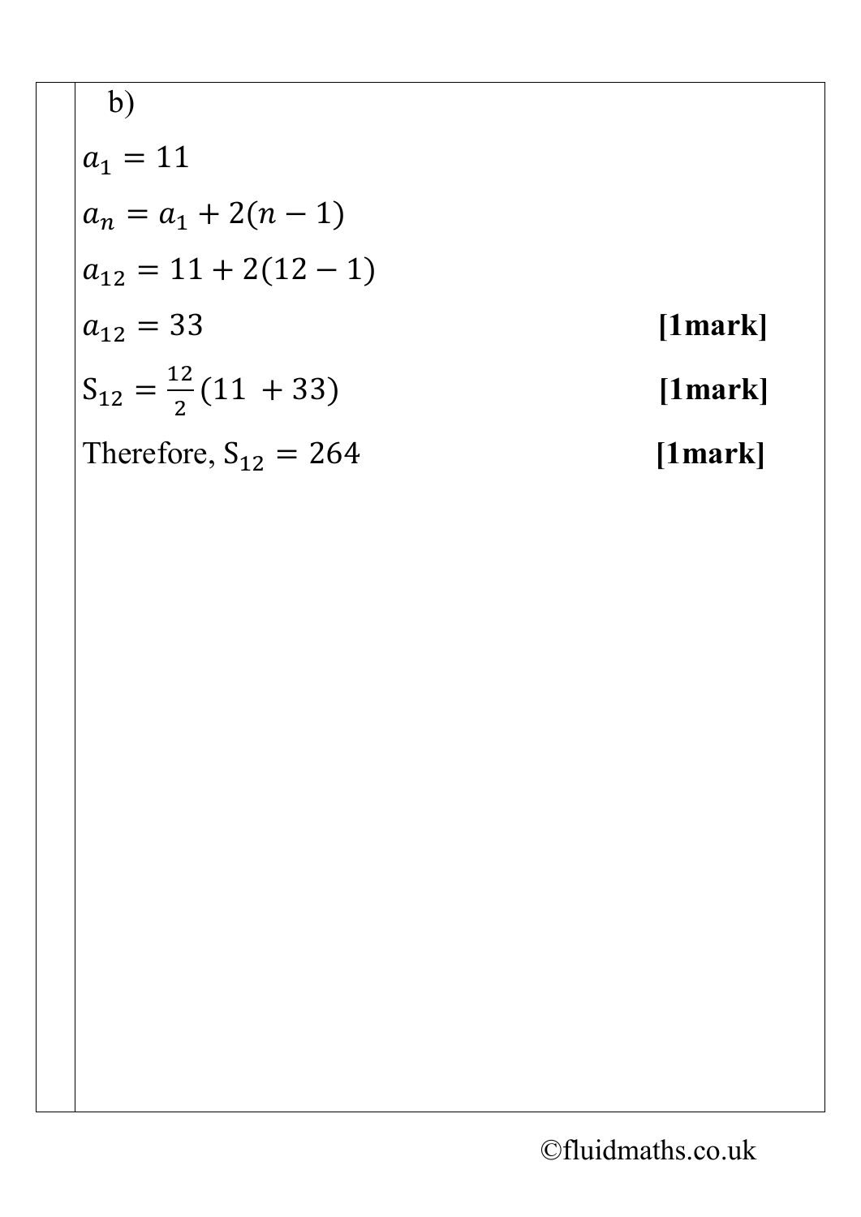b)

$a_1 = 11$

$a_n = a_1 + 2(n - 1)$

$a_{12} = 11 + 2(12 - 1)$

$a_{12} = 33$ **[1mark]**

$S_{12} = \frac{12}{2}(11 + 33)$ **[1mark]**

Therefore, $S_{12} = 264$ **[1mark]**

©fluidmaths.co.uk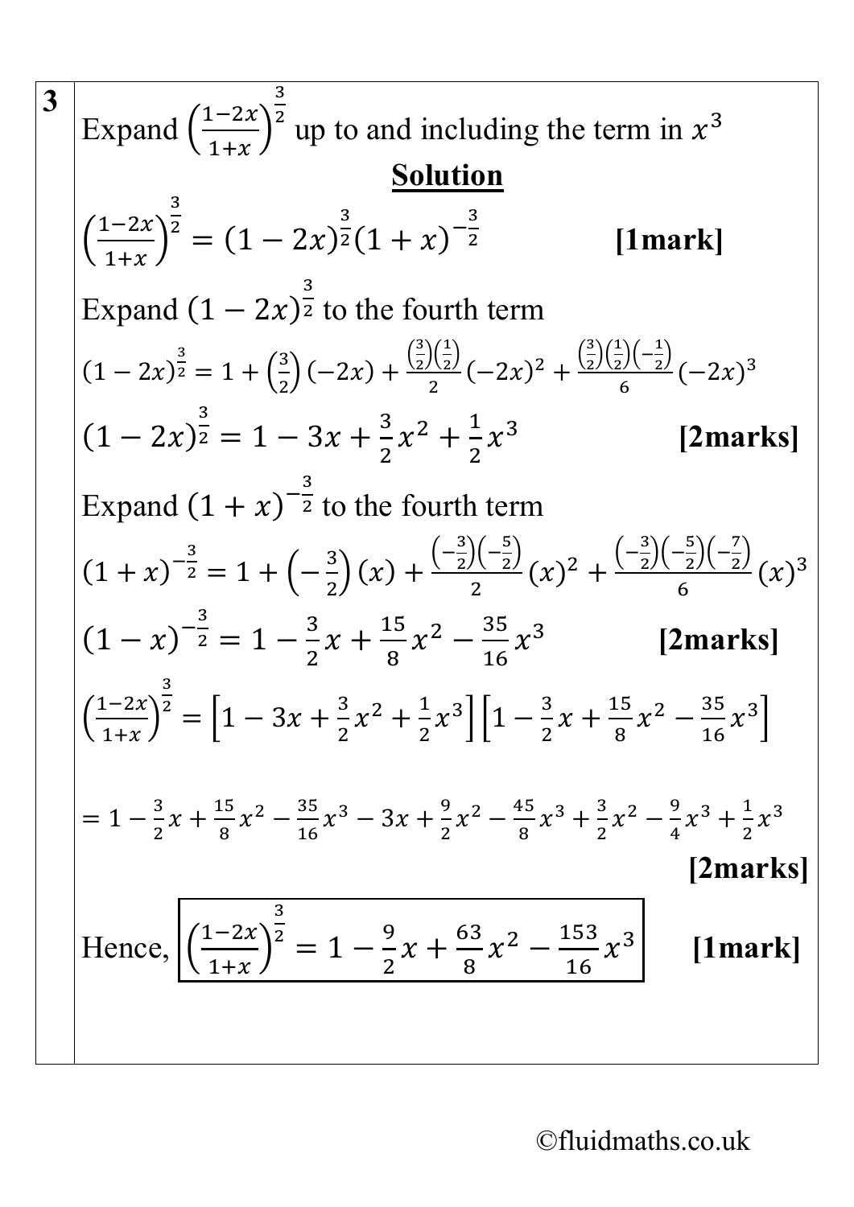**3**

Expand $\left(\frac{1-2x}{1+x}\right)^{\frac{3}{2}}$ up to and including the term in $x^3$

**Solution**

$\left(\frac{1-2x}{1+x}\right)^{\frac{3}{2}} = (1-2x)^{\frac{3}{2}}(1+x)^{-\frac{3}{2}}$ **[1mark]**

Expand $(1-2x)^{\frac{3}{2}}$ to the fourth term

$$(1-2x)^{\frac{3}{2}} = 1 + \left(\frac{3}{2}\right)(-2x) + \frac{\left(\frac{3}{2}\right)\left(\frac{1}{2}\right)}{2}(-2x)^2 + \frac{\left(\frac{3}{2}\right)\left(\frac{1}{2}\right)\left(-\frac{1}{2}\right)}{6}(-2x)^3$$

$(1-2x)^{\frac{3}{2}} = 1 - 3x + \frac{3}{2}x^2 + \frac{1}{2}x^3$ **[2marks]**

Expand $(1+x)^{-\frac{3}{2}}$ to the fourth term

$$(1+x)^{-\frac{3}{2}} = 1 + \left(-\frac{3}{2}\right)(x) + \frac{\left(-\frac{3}{2}\right)\left(-\frac{5}{2}\right)}{2}(x)^2 + \frac{\left(-\frac{3}{2}\right)\left(-\frac{5}{2}\right)\left(-\frac{7}{2}\right)}{6}(x)^3$$

$(1-x)^{-\frac{3}{2}} = 1 - \frac{3}{2}x + \frac{15}{8}x^2 - \frac{35}{16}x^3$ **[2marks]**

$$\left(\frac{1-2x}{1+x}\right)^{\frac{3}{2}} = \left[1 - 3x + \frac{3}{2}x^2 + \frac{1}{2}x^3\right]\left[1 - \frac{3}{2}x + \frac{15}{8}x^2 - \frac{35}{16}x^3\right]$$

$$= 1 - \frac{3}{2}x + \frac{15}{8}x^2 - \frac{35}{16}x^3 - 3x + \frac{9}{2}x^2 - \frac{45}{8}x^3 + \frac{3}{2}x^2 - \frac{9}{4}x^3 + \frac{1}{2}x^3$$

**[2marks]**

Hence, $\boxed{\left(\frac{1-2x}{1+x}\right)^{\frac{3}{2}} = 1 - \frac{9}{2}x + \frac{63}{8}x^2 - \frac{153}{16}x^3}$ **[1mark]**

©fluidmaths.co.uk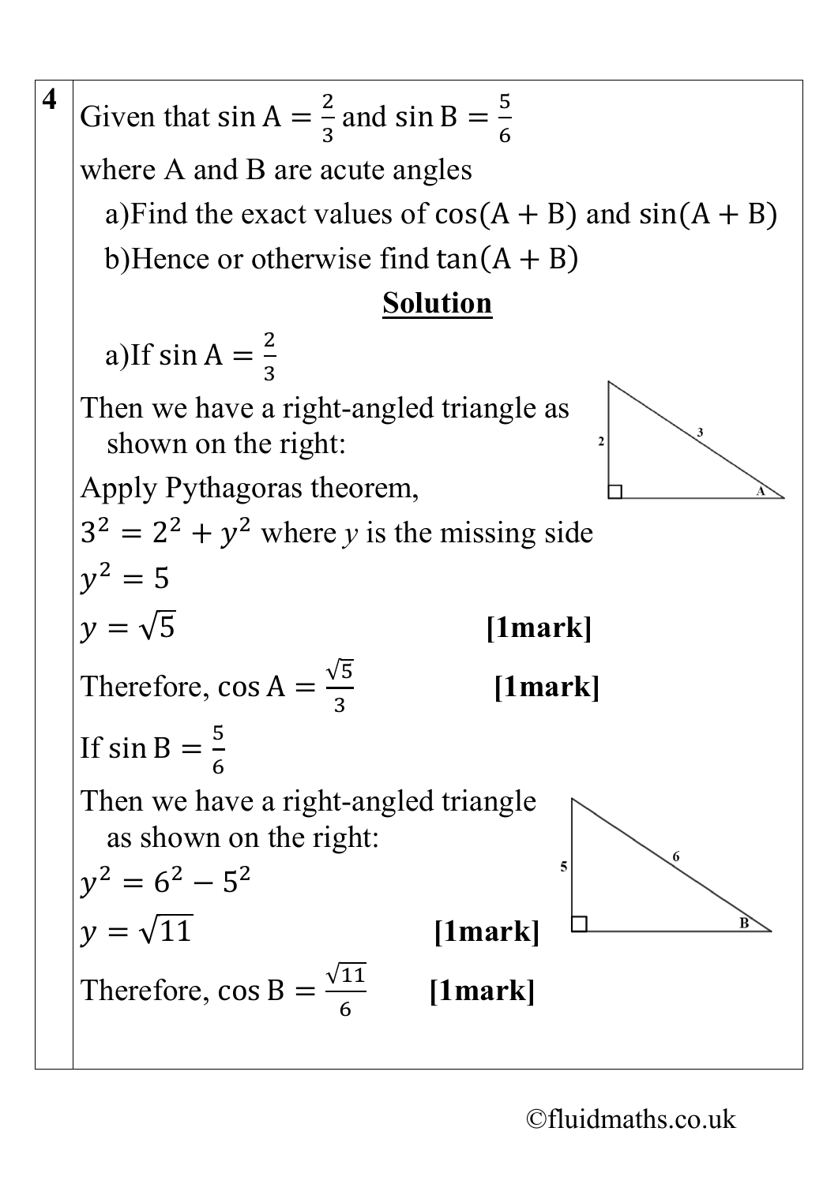**4**

Given that $\sin \mathrm{A} = \frac{2}{3}$ and $\sin \mathrm{B} = \frac{5}{6}$

where A and B are acute angles

a)Find the exact values of $\cos(\mathrm{A} + \mathrm{B})$ and $\sin(\mathrm{A} + \mathrm{B})$

b)Hence or otherwise find $\tan(\mathrm{A} + \mathrm{B})$

**<u>Solution</u>**

a)If $\sin \mathrm{A} = \frac{2}{3}$

Then we have a right-angled triangle as shown on the right:

Apply Pythagoras theorem,

$3^2 = 2^2 + y^2$ where $y$ is the missing side

$y^2 = 5$

$y = \sqrt{5}$ **[1mark]**

Therefore, $\cos \mathrm{A} = \frac{\sqrt{5}}{3}$ **[1mark]**

If $\sin \mathrm{B} = \frac{5}{6}$

Then we have a right-angled triangle as shown on the right:

$y^2 = 6^2 - 5^2$

$y = \sqrt{11}$ **[1mark]**

Therefore, $\cos \mathrm{B} = \frac{\sqrt{11}}{6}$ **[1mark]**

©fluidmaths.co.uk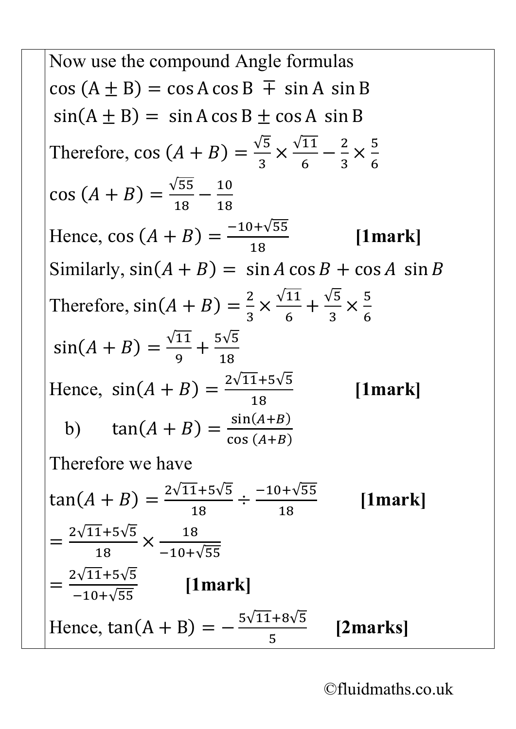Now use the compound Angle formulas

$\cos(A \pm B) = \cos A \cos B \mp \sin A \sin B$

$\sin(A \pm B) = \sin A \cos B \pm \cos A \sin B$

Therefore, $\cos(A+B) = \frac{\sqrt{5}}{3} \times \frac{\sqrt{11}}{6} - \frac{2}{3} \times \frac{5}{6}$

$\cos(A+B) = \frac{\sqrt{55}}{18} - \frac{10}{18}$

Hence, $\cos(A+B) = \frac{-10+\sqrt{55}}{18}$ **[1mark]**

Similarly, $\sin(A+B) = \sin A \cos B + \cos A \sin B$

Therefore, $\sin(A+B) = \frac{2}{3} \times \frac{\sqrt{11}}{6} + \frac{\sqrt{5}}{3} \times \frac{5}{6}$

$\sin(A+B) = \frac{\sqrt{11}}{9} + \frac{5\sqrt{5}}{18}$

Hence, $\sin(A+B) = \frac{2\sqrt{11}+5\sqrt{5}}{18}$ **[1mark]**

b) $\tan(A+B) = \frac{\sin(A+B)}{\cos(A+B)}$

Therefore we have

$\tan(A+B) = \frac{2\sqrt{11}+5\sqrt{5}}{18} \div \frac{-10+\sqrt{55}}{18}$ **[1mark]**

$= \frac{2\sqrt{11}+5\sqrt{5}}{18} \times \frac{18}{-10+\sqrt{55}}$

$= \frac{2\sqrt{11}+5\sqrt{5}}{-10+\sqrt{55}}$ **[1mark]**

Hence, $\tan(A+B) = -\frac{5\sqrt{11}+8\sqrt{5}}{5}$ **[2marks]**

©fluidmaths.co.uk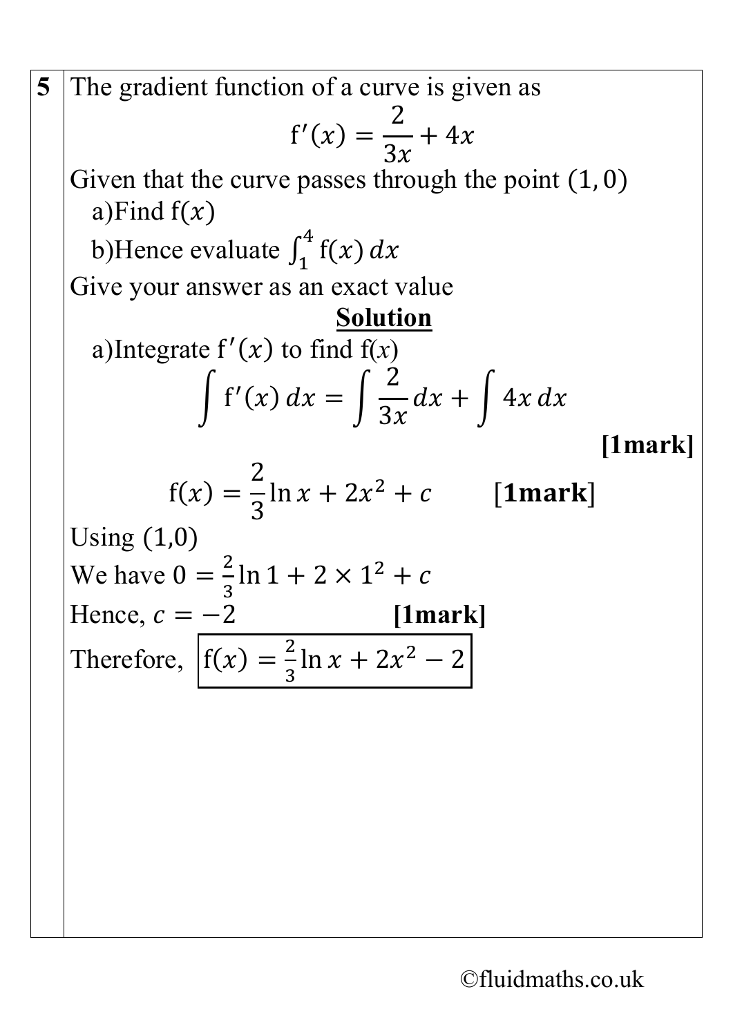**5** The gradient function of a curve is given as

$$f'(x) = \frac{2}{3x} + 4x$$

Given that the curve passes through the point $(1, 0)$

a)Find $f(x)$

b)Hence evaluate $\int_1^4 f(x)\,dx$

Give your answer as an exact value

**<u>Solution</u>**

a)Integrate $f'(x)$ to find $f(x)$

$$\int f'(x)\,dx = \int \frac{2}{3x}\,dx + \int 4x\,dx$$

**[1mark]**

$$f(x) = \frac{2}{3}\ln x + 2x^2 + c \qquad \textbf{[1mark]}$$

Using (1,0)

We have $0 = \frac{2}{3}\ln 1 + 2 \times 1^2 + c$

Hence, $c = -2$ **[1mark]**

Therefore, $\boxed{f(x) = \frac{2}{3}\ln x + 2x^2 - 2}$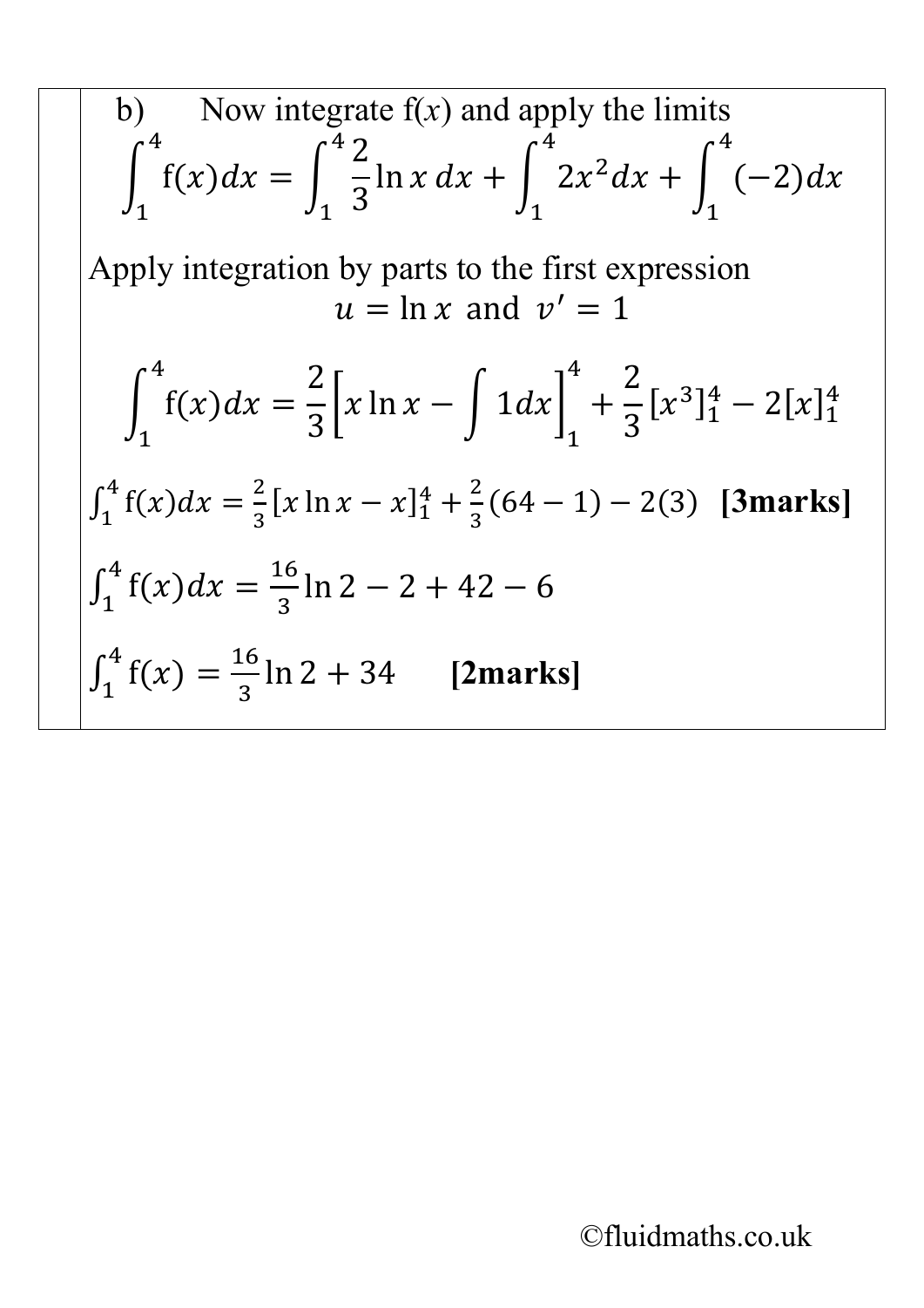b) Now integrate f($x$) and apply the limits

$$\int_1^4 \mathrm{f}(x)dx = \int_1^4 \frac{2}{3}\ln x\, dx + \int_1^4 2x^2 dx + \int_1^4 (-2)dx$$

Apply integration by parts to the first expression

$$u = \ln x \text{ and } v' = 1$$

$$\int_1^4 \mathrm{f}(x)dx = \frac{2}{3}\left[x\ln x - \int 1dx\right]_1^4 + \frac{2}{3}[x^3]_1^4 - 2[x]_1^4$$

$\int_1^4 \mathrm{f}(x)dx = \frac{2}{3}[x\ln x - x]_1^4 + \frac{2}{3}(64-1) - 2(3)$ **[3marks]**

$\int_1^4 \mathrm{f}(x)dx = \frac{16}{3}\ln 2 - 2 + 42 - 6$

$\int_1^4 \mathrm{f}(x) = \frac{16}{3}\ln 2 + 34$ **[2marks]**

©fluidmaths.co.uk